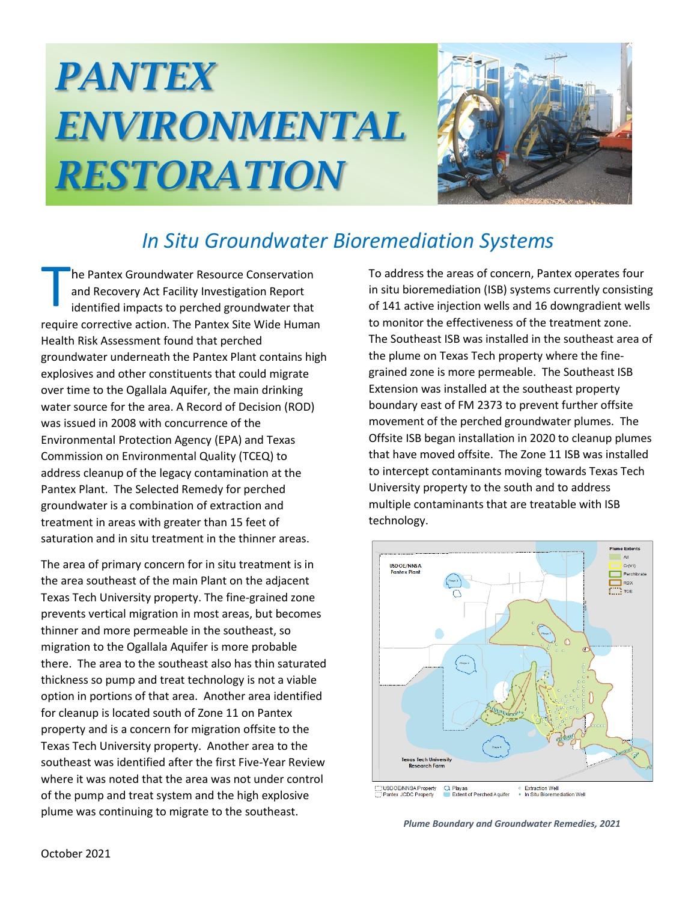# PANTEX ENVIRONMENTAL RESTORATION

## In Situ Groundwater Bioremediation Systems

The Pantex Groundwater Resource Conservation and Recovery Act Facility Investigation Report identified impacts to perched groundwater that require corrective action. The Pantex Site Wide Human Health Risk Assessment found that perched groundwater underneath the Pantex Plant contains high explosives and other constituents that could migrate over time to the Ogallala Aquifer, the main drinking water source for the area. A Record of Decision (ROD) was issued in 2008 with concurrence of the Environmental Protection Agency (EPA) and Texas Commission on Environmental Quality (TCEQ) to address cleanup of the legacy contamination at the Pantex Plant. The Selected Remedy for perched groundwater is a combination of extraction and treatment in areas with greater than 15 feet of saturation and in situ treatment in the thinner areas.

The area of primary concern for in situ treatment is in the area southeast of the main Plant on the adjacent Texas Tech University property. The fine-grained zone prevents vertical migration in most areas, but becomes thinner and more permeable in the southeast, so migration to the Ogallala Aquifer is more probable there. The area to the southeast also has thin saturated thickness so pump and treat technology is not a viable option in portions of that area. Another area identified for cleanup is located south of Zone 11 on Pantex property and is a concern for migration offsite to the Texas Tech University property. Another area to the southeast was identified after the first Five-Year Review where it was noted that the area was not under control of the pump and treat system and the high explosive plume was continuing to migrate to the southeast.

To address the areas of concern, Pantex operates four in situ bioremediation (ISB) systems currently consisting of 141 active injection wells and 16 downgradient wells to monitor the effectiveness of the treatment zone. The Southeast ISB was installed in the southeast area of the plume on Texas Tech property where the fine-grained zone is more permeable. The Southeast ISB Extension was installed at the southeast property boundary east of FM 2373 to prevent further offsite movement of the perched groundwater plumes. The Offsite ISB began installation in 2020 to cleanup plumes that have moved offsite. The Zone 11 ISB was installed to intercept contaminants moving towards Texas Tech University property to the south and to address multiple contaminants that are treatable with ISB technology.

*Plume Boundary and Groundwater Remedies, 2021*

October 2021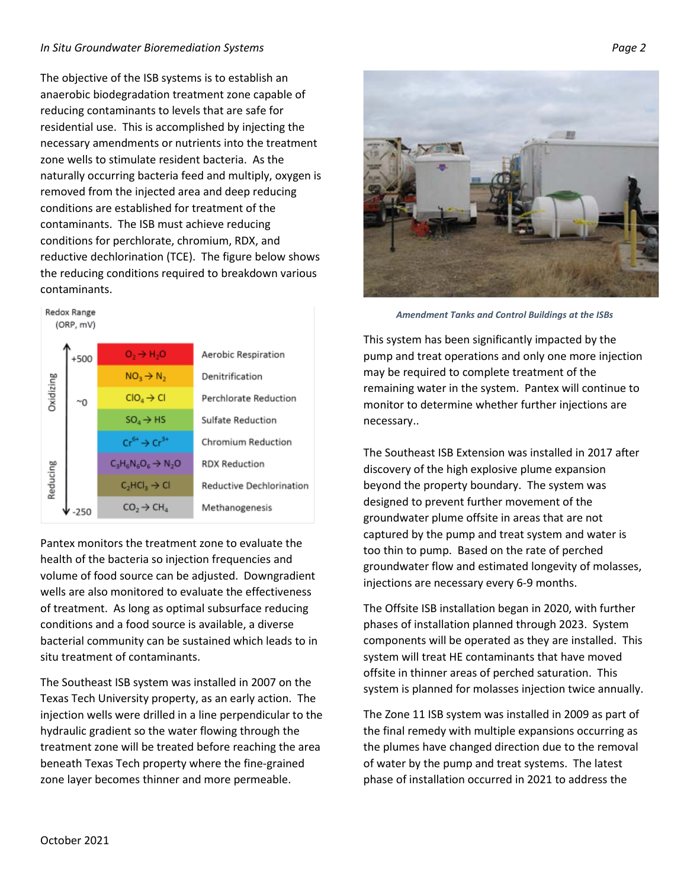The objective of the ISB systems is to establish an anaerobic biodegradation treatment zone capable of reducing contaminants to levels that are safe for residential use. This is accomplished by injecting the necessary amendments or nutrients into the treatment zone wells to stimulate resident bacteria. As the naturally occurring bacteria feed and multiply, oxygen is removed from the injected area and deep reducing conditions are established for treatment of the contaminants. The ISB must achieve reducing conditions for perchlorate, chromium, RDX, and reductive dechlorination (TCE). The figure below shows the reducing conditions required to breakdown various contaminants.

| Redox Range (ORP, mV) | Reaction | Process |
|---|---|---|
| +500 (Oxidizing) | $O_2 \rightarrow H_2O$ | Aerobic Respiration |
| | $NO_3 \rightarrow N_2$ | Denitrification |
| ~0 | $ClO_4 \rightarrow Cl$ | Perchlorate Reduction |
| | $SO_4 \rightarrow HS$ | Sulfate Reduction |
| | $Cr^{6+} \rightarrow Cr^{3+}$ | Chromium Reduction |
| | $C_3H_6N_6O_6 \rightarrow N_2O$ | RDX Reduction |
| | $C_2HCl_3 \rightarrow Cl$ | Reductive Dechlorination |
| -250 (Reducing) | $CO_2 \rightarrow CH_4$ | Methanogenesis |

Pantex monitors the treatment zone to evaluate the health of the bacteria so injection frequencies and volume of food source can be adjusted. Downgradient wells are also monitored to evaluate the effectiveness of treatment. As long as optimal subsurface reducing conditions and a food source is available, a diverse bacterial community can be sustained which leads to in situ treatment of contaminants.

The Southeast ISB system was installed in 2007 on the Texas Tech University property, as an early action. The injection wells were drilled in a line perpendicular to the hydraulic gradient so the water flowing through the treatment zone will be treated before reaching the area beneath Texas Tech property where the fine-grained zone layer becomes thinner and more permeable.

*Amendment Tanks and Control Buildings at the ISBs*

This system has been significantly impacted by the pump and treat operations and only one more injection may be required to complete treatment of the remaining water in the system. Pantex will continue to monitor to determine whether further injections are necessary..

The Southeast ISB Extension was installed in 2017 after discovery of the high explosive plume expansion beyond the property boundary. The system was designed to prevent further movement of the groundwater plume offsite in areas that are not captured by the pump and treat system and water is too thin to pump. Based on the rate of perched groundwater flow and estimated longevity of molasses, injections are necessary every 6-9 months.

The Offsite ISB installation began in 2020, with further phases of installation planned through 2023. System components will be operated as they are installed. This system will treat HE contaminants that have moved offsite in thinner areas of perched saturation. This system is planned for molasses injection twice annually.

The Zone 11 ISB system was installed in 2009 as part of the final remedy with multiple expansions occurring as the plumes have changed direction due to the removal of water by the pump and treat systems. The latest phase of installation occurred in 2021 to address the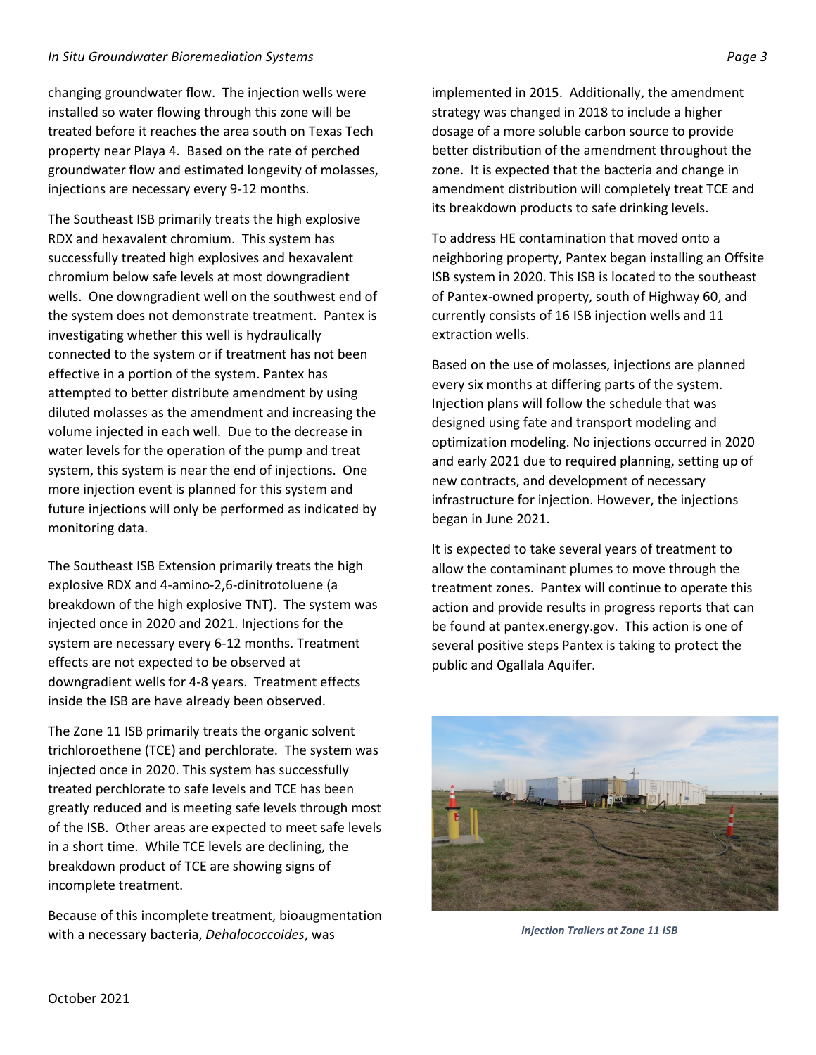changing groundwater flow. The injection wells were installed so water flowing through this zone will be treated before it reaches the area south on Texas Tech property near Playa 4. Based on the rate of perched groundwater flow and estimated longevity of molasses, injections are necessary every 9-12 months.

The Southeast ISB primarily treats the high explosive RDX and hexavalent chromium. This system has successfully treated high explosives and hexavalent chromium below safe levels at most downgradient wells. One downgradient well on the southwest end of the system does not demonstrate treatment. Pantex is investigating whether this well is hydraulically connected to the system or if treatment has not been effective in a portion of the system. Pantex has attempted to better distribute amendment by using diluted molasses as the amendment and increasing the volume injected in each well. Due to the decrease in water levels for the operation of the pump and treat system, this system is near the end of injections. One more injection event is planned for this system and future injections will only be performed as indicated by monitoring data.

The Southeast ISB Extension primarily treats the high explosive RDX and 4-amino-2,6-dinitrotoluene (a breakdown of the high explosive TNT). The system was injected once in 2020 and 2021. Injections for the system are necessary every 6-12 months. Treatment effects are not expected to be observed at downgradient wells for 4-8 years. Treatment effects inside the ISB are have already been observed.

The Zone 11 ISB primarily treats the organic solvent trichloroethene (TCE) and perchlorate. The system was injected once in 2020. This system has successfully treated perchlorate to safe levels and TCE has been greatly reduced and is meeting safe levels through most of the ISB. Other areas are expected to meet safe levels in a short time. While TCE levels are declining, the breakdown product of TCE are showing signs of incomplete treatment.

Because of this incomplete treatment, bioaugmentation with a necessary bacteria, *Dehalococcoides*, was implemented in 2015. Additionally, the amendment strategy was changed in 2018 to include a higher dosage of a more soluble carbon source to provide better distribution of the amendment throughout the zone. It is expected that the bacteria and change in amendment distribution will completely treat TCE and its breakdown products to safe drinking levels.

To address HE contamination that moved onto a neighboring property, Pantex began installing an Offsite ISB system in 2020. This ISB is located to the southeast of Pantex-owned property, south of Highway 60, and currently consists of 16 ISB injection wells and 11 extraction wells.

Based on the use of molasses, injections are planned every six months at differing parts of the system. Injection plans will follow the schedule that was designed using fate and transport modeling and optimization modeling. No injections occurred in 2020 and early 2021 due to required planning, setting up of new contracts, and development of necessary infrastructure for injection. However, the injections began in June 2021.

It is expected to take several years of treatment to allow the contaminant plumes to move through the treatment zones. Pantex will continue to operate this action and provide results in progress reports that can be found at pantex.energy.gov. This action is one of several positive steps Pantex is taking to protect the public and Ogallala Aquifer.

*Injection Trailers at Zone 11 ISB*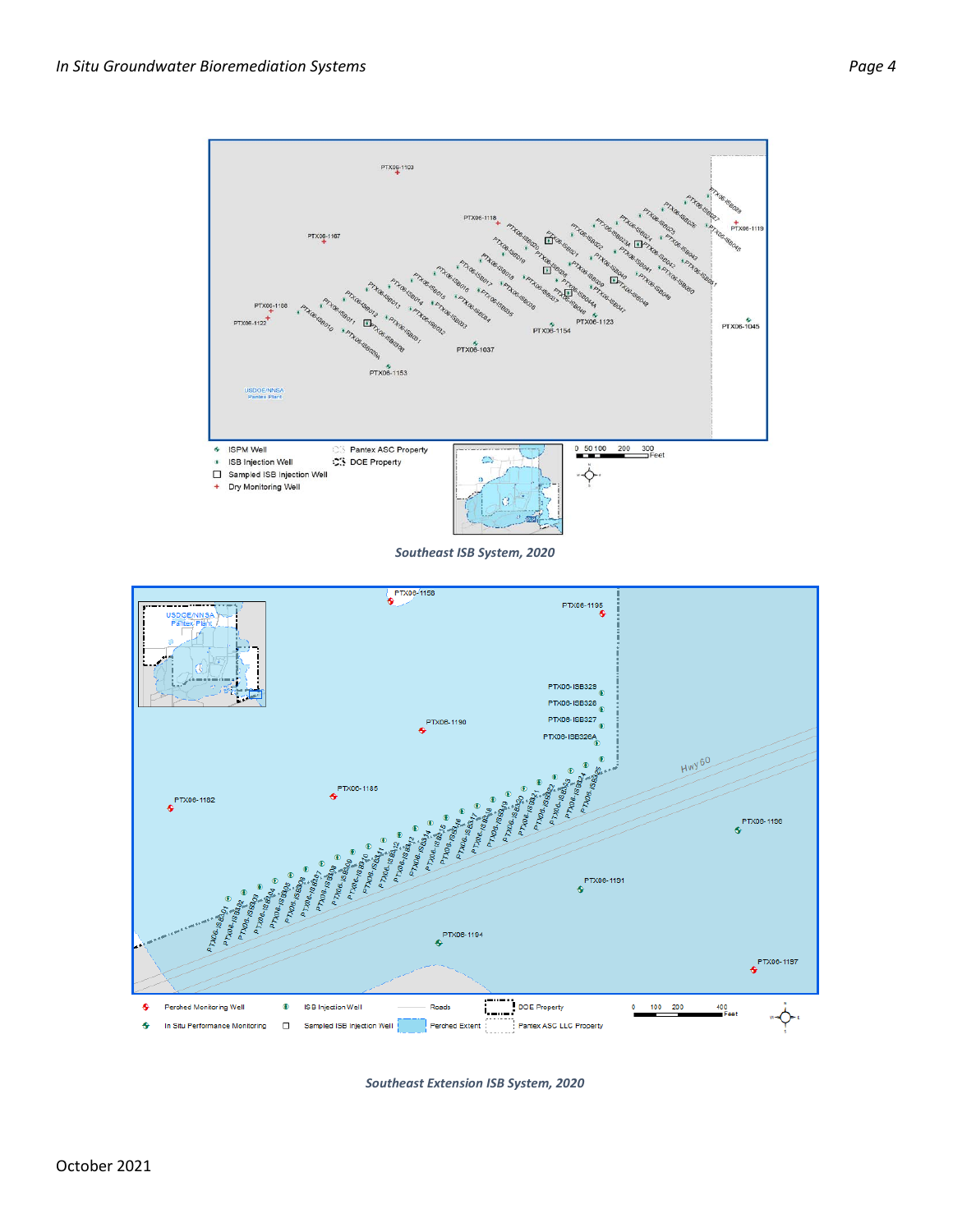*Southeast ISB System, 2020*

*Southeast Extension ISB System, 2020*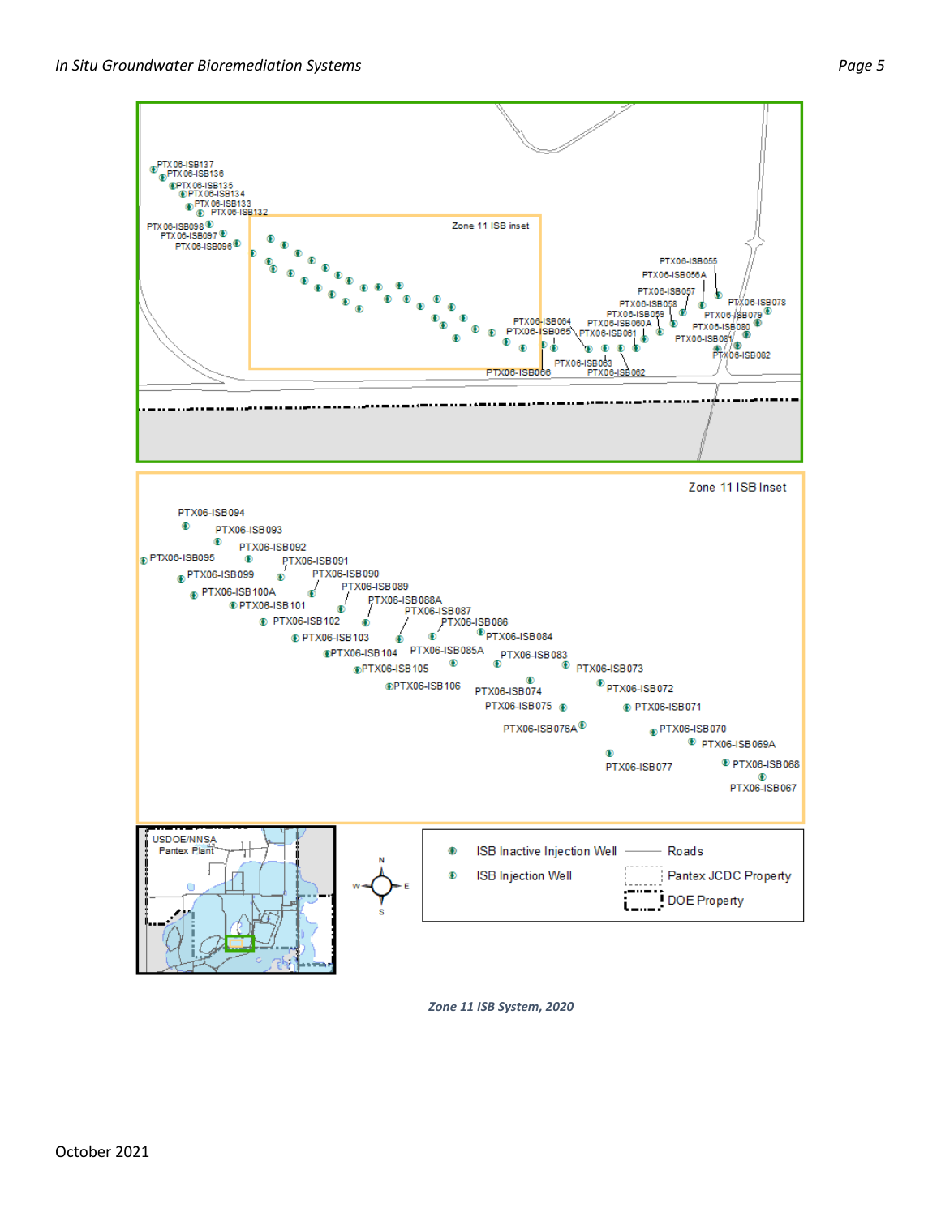*Zone 11 ISB System, 2020*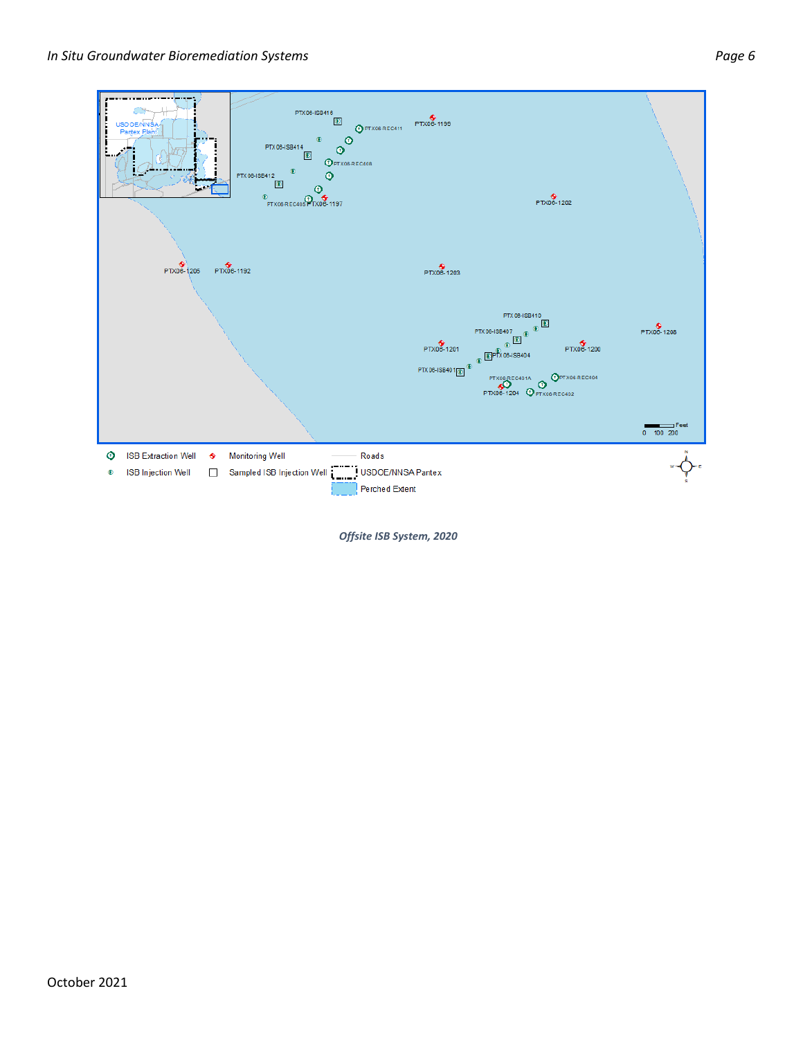PTX06-ISB416
PTX06-REC411
PTX06-1199
PTX06-ISB414
PTX06-REC408
PTX06-ISB412
PTX06-REC405
PTX06-1197
PTX06-1202
PTX06-1205
PTX06-1192
PTX06-1203
PTX06-ISB410
PTX06-ISB407
PTX06-1208
PTX06-1201
PTX06-1200
PTX06-ISB404
PTX06-ISB401
PTX06-REC401A
PTX06-REC404
PTX06-1204
PTX06-REC402
USDOE/NNSA Pantex Plant
Feet
0 100 200

ISB Extraction Well
ISB Injection Well
Monitoring Well
Sampled ISB Injection Well
Roads
USDOE/NNSA Pantex
Perched Extent

*Offsite ISB System, 2020*